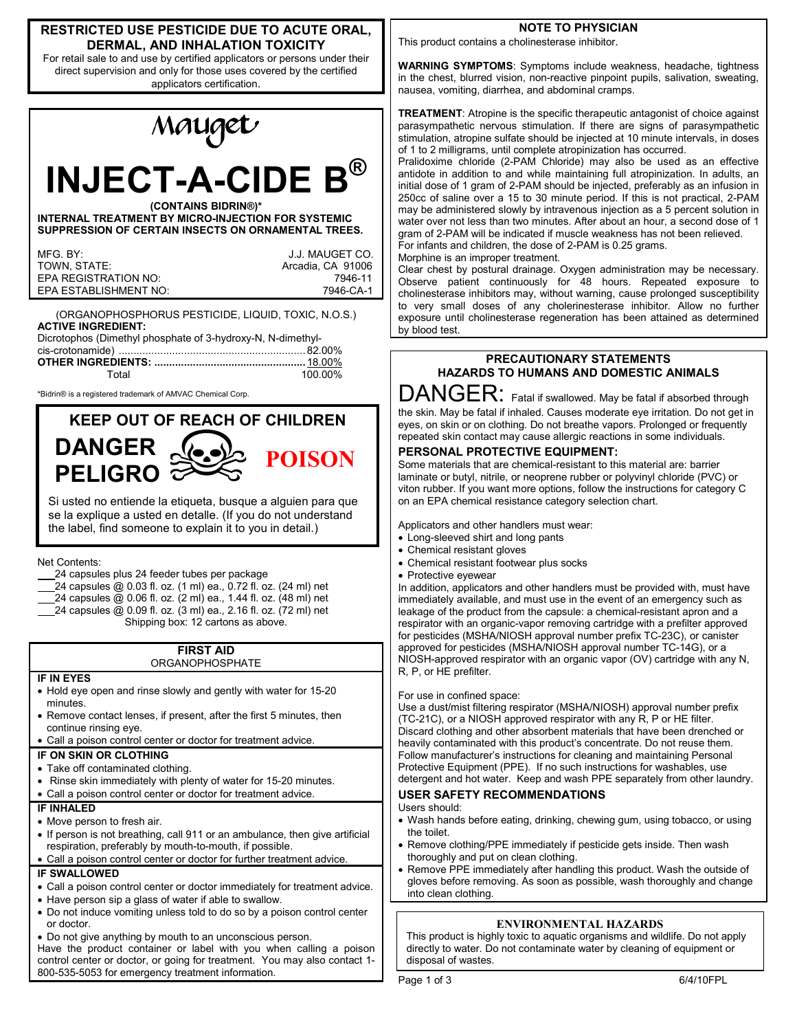**RESTRICTED USE PESTICIDE DUE TO ACUTE ORAL, DERMAL, AND INHALATION TOXICITY**

For retail sale to and use by certified applicators or persons under their direct supervision and only for those uses covered by the certified applicators certification.

# Mauget

# INJECT-A-CIDE B®

**(CONTAINS BIDRIN®)***

**INTERNAL TREATMENT BY MICRO-INJECTION FOR SYSTEMIC SUPPRESSION OF CERTAIN INSECTS ON ORNAMENTAL TREES.**

| | |
|---|---|
| MFG. BY: | J.J. MAUGET CO. |
| TOWN, STATE: | Arcadia, CA 91006 |
| EPA REGISTRATION NO: | 7946-11 |
| EPA ESTABLISHMENT NO: | 7946-CA-1 |

(ORGANOPHOSPHORUS PESTICIDE, LIQUID, TOXIC, N.O.S.)

**ACTIVE INGREDIENT:**

| | |
|---|---|
| Dicrotophos (Dimethyl phosphate of 3-hydroxy-N, N-dimethyl-cis-crotonamide) | 82.00% |
| **OTHER INGREDIENTS:** | 18.00% |
| Total | 100.00% |

*Bidrin® is a registered trademark of AMVAC Chemical Corp.

## KEEP OUT OF REACH OF CHILDREN

**DANGER**
**PELIGRO**
**POISON**

Si usted no entiende la etiqueta, busque a alguien para que se la explique a usted en detalle. (If you do not understand the label, find someone to explain it to you in detail.)

Net Contents:

- ___24 capsules plus 24 feeder tubes per package
- ___24 capsules @ 0.03 fl. oz. (1 ml) ea., 0.72 fl. oz. (24 ml) net
- ___24 capsules @ 0.06 fl. oz. (2 ml) ea., 1.44 fl. oz. (48 ml) net
- ___24 capsules @ 0.09 fl. oz. (3 ml) ea., 2.16 fl. oz. (72 ml) net

Shipping box: 12 cartons as above.

## FIRST AID

ORGANOPHOSPHATE

**IF IN EYES**

- Hold eye open and rinse slowly and gently with water for 15-20 minutes.
- Remove contact lenses, if present, after the first 5 minutes, then continue rinsing eye.
- Call a poison control center or doctor for treatment advice.

**IF ON SKIN OR CLOTHING**

- Take off contaminated clothing.
- Rinse skin immediately with plenty of water for 15-20 minutes.
- Call a poison control center or doctor for treatment advice.

**IF INHALED**

- Move person to fresh air.
- If person is not breathing, call 911 or an ambulance, then give artificial respiration, preferably by mouth-to-mouth, if possible.
- Call a poison control center or doctor for further treatment advice.

**IF SWALLOWED**

- Call a poison control center or doctor immediately for treatment advice.
- Have person sip a glass of water if able to swallow.
- Do not induce vomiting unless told to do so by a poison control center or doctor.
- Do not give anything by mouth to an unconscious person.

Have the product container or label with you when calling a poison control center or doctor, or going for treatment. You may also contact 1-800-535-5053 for emergency treatment information.

## NOTE TO PHYSICIAN

This product contains a cholinesterase inhibitor.

**WARNING SYMPTOMS**: Symptoms include weakness, headache, tightness in the chest, blurred vision, non-reactive pinpoint pupils, salivation, sweating, nausea, vomiting, diarrhea, and abdominal cramps.

**TREATMENT**: Atropine is the specific therapeutic antagonist of choice against parasympathetic nervous stimulation. If there are signs of parasympathetic stimulation, atropine sulfate should be injected at 10 minute intervals, in doses of 1 to 2 milligrams, until complete atropinization has occurred.

Pralidoxime chloride (2-PAM Chloride) may also be used as an effective antidote in addition to and while maintaining full atropinization. In adults, an initial dose of 1 gram of 2-PAM should be injected, preferably as an infusion in 250cc of saline over a 15 to 30 minute period. If this is not practical, 2-PAM may be administered slowly by intravenous injection as a 5 percent solution in water over not less than two minutes. After about an hour, a second dose of 1 gram of 2-PAM will be indicated if muscle weakness has not been relieved. For infants and children, the dose of 2-PAM is 0.25 grams.

Morphine is an improper treatment.

Clear chest by postural drainage. Oxygen administration may be necessary. Observe patient continuously for 48 hours. Repeated exposure to cholinesterase inhibitors may, without warning, cause prolonged susceptibility to very small doses of any cholerinesterase inhibitor. Allow no further exposure until cholinesterase regeneration has been attained as determined by blood test.

## PRECAUTIONARY STATEMENTS
## HAZARDS TO HUMANS AND DOMESTIC ANIMALS

DANGER: Fatal if swallowed. May be fatal if absorbed through the skin. May be fatal if inhaled. Causes moderate eye irritation. Do not get in eyes, on skin or on clothing. Do not breathe vapors. Prolonged or frequently repeated skin contact may cause allergic reactions in some individuals.

### PERSONAL PROTECTIVE EQUIPMENT:

Some materials that are chemical-resistant to this material are: barrier laminate or butyl, nitrile, or neoprene rubber or polyvinyl chloride (PVC) or viton rubber. If you want more options, follow the instructions for category C on an EPA chemical resistance category selection chart.

Applicators and other handlers must wear:

- Long-sleeved shirt and long pants
- Chemical resistant gloves
- Chemical resistant footwear plus socks
- Protective eyewear

In addition, applicators and other handlers must be provided with, must have immediately available, and must use in the event of an emergency such as leakage of the product from the capsule: a chemical-resistant apron and a respirator with an organic-vapor removing cartridge with a prefilter approved for pesticides (MSHA/NIOSH approval number prefix TC-23C), or canister approved for pesticides (MSHA/NIOSH approval number TC-14G), or a NIOSH-approved respirator with an organic vapor (OV) cartridge with any N, R, P, or HE prefilter.

For use in confined space:

Use a dust/mist filtering respirator (MSHA/NIOSH) approval number prefix (TC-21C), or a NIOSH approved respirator with any R, P or HE filter.

Discard clothing and other absorbent materials that have been drenched or heavily contaminated with this product's concentrate. Do not reuse them. Follow manufacturer's instructions for cleaning and maintaining Personal Protective Equipment (PPE). If no such instructions for washables, use detergent and hot water. Keep and wash PPE separately from other laundry.

### USER SAFETY RECOMMENDATIONS

Users should:

- Wash hands before eating, drinking, chewing gum, using tobacco, or using the toilet.
- Remove clothing/PPE immediately if pesticide gets inside. Then wash thoroughly and put on clean clothing.
- Remove PPE immediately after handling this product. Wash the outside of gloves before removing. As soon as possible, wash thoroughly and change into clean clothing.

### ENVIRONMENTAL HAZARDS

This product is highly toxic to aquatic organisms and wildlife. Do not apply directly to water. Do not contaminate water by cleaning of equipment or disposal of wastes.

6/4/10FPL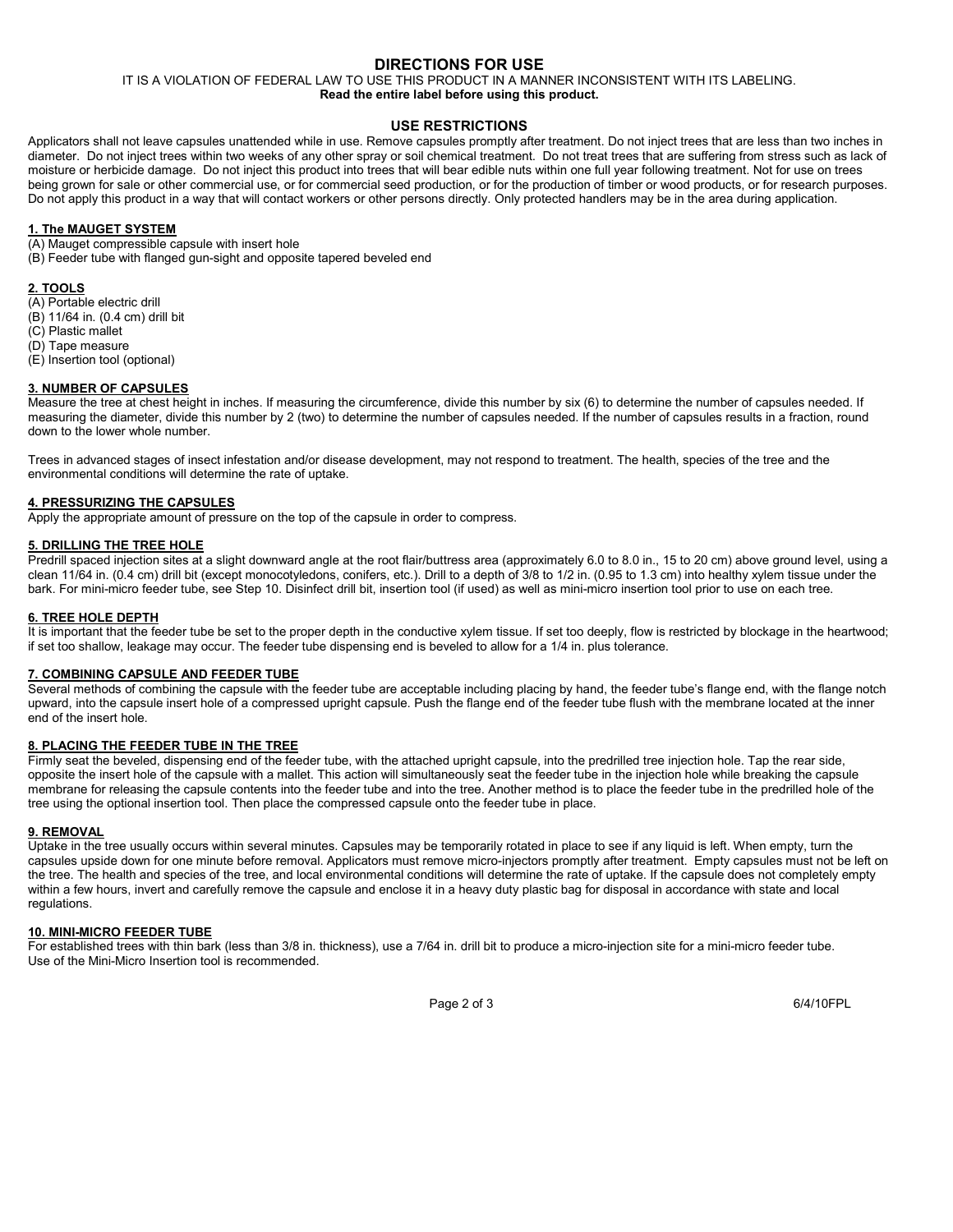# DIRECTIONS FOR USE

IT IS A VIOLATION OF FEDERAL LAW TO USE THIS PRODUCT IN A MANNER INCONSISTENT WITH ITS LABELING.
**Read the entire label before using this product.**

## USE RESTRICTIONS

Applicators shall not leave capsules unattended while in use. Remove capsules promptly after treatment. Do not inject trees that are less than two inches in diameter. Do not inject trees within two weeks of any other spray or soil chemical treatment. Do not treat trees that are suffering from stress such as lack of moisture or herbicide damage. Do not inject this product into trees that will bear edible nuts within one full year following treatment. Not for use on trees being grown for sale or other commercial use, or for commercial seed production, or for the production of timber or wood products, or for research purposes. Do not apply this product in a way that will contact workers or other persons directly. Only protected handlers may be in the area during application.

### 1. The MAUGET SYSTEM

(A) Mauget compressible capsule with insert hole
(B) Feeder tube with flanged gun-sight and opposite tapered beveled end

### 2. TOOLS

(A) Portable electric drill
(B) 11/64 in. (0.4 cm) drill bit
(C) Plastic mallet
(D) Tape measure
(E) Insertion tool (optional)

### 3. NUMBER OF CAPSULES

Measure the tree at chest height in inches. If measuring the circumference, divide this number by six (6) to determine the number of capsules needed. If measuring the diameter, divide this number by 2 (two) to determine the number of capsules needed. If the number of capsules results in a fraction, round down to the lower whole number.

Trees in advanced stages of insect infestation and/or disease development, may not respond to treatment. The health, species of the tree and the environmental conditions will determine the rate of uptake.

### 4. PRESSURIZING THE CAPSULES

Apply the appropriate amount of pressure on the top of the capsule in order to compress.

### 5. DRILLING THE TREE HOLE

Predrill spaced injection sites at a slight downward angle at the root flair/buttress area (approximately 6.0 to 8.0 in., 15 to 20 cm) above ground level, using a clean 11/64 in. (0.4 cm) drill bit (except monocotyledons, conifers, etc.). Drill to a depth of 3/8 to 1/2 in. (0.95 to 1.3 cm) into healthy xylem tissue under the bark. For mini-micro feeder tube, see Step 10. Disinfect drill bit, insertion tool (if used) as well as mini-micro insertion tool prior to use on each tree.

### 6. TREE HOLE DEPTH

It is important that the feeder tube be set to the proper depth in the conductive xylem tissue. If set too deeply, flow is restricted by blockage in the heartwood; if set too shallow, leakage may occur. The feeder tube dispensing end is beveled to allow for a 1/4 in. plus tolerance.

### 7. COMBINING CAPSULE AND FEEDER TUBE

Several methods of combining the capsule with the feeder tube are acceptable including placing by hand, the feeder tube's flange end, with the flange notch upward, into the capsule insert hole of a compressed upright capsule. Push the flange end of the feeder tube flush with the membrane located at the inner end of the insert hole.

### 8. PLACING THE FEEDER TUBE IN THE TREE

Firmly seat the beveled, dispensing end of the feeder tube, with the attached upright capsule, into the predrilled tree injection hole. Tap the rear side, opposite the insert hole of the capsule with a mallet. This action will simultaneously seat the feeder tube in the injection hole while breaking the capsule membrane for releasing the capsule contents into the feeder tube and into the tree. Another method is to place the feeder tube in the predrilled hole of the tree using the optional insertion tool. Then place the compressed capsule onto the feeder tube in place.

### 9. REMOVAL

Uptake in the tree usually occurs within several minutes. Capsules may be temporarily rotated in place to see if any liquid is left. When empty, turn the capsules upside down for one minute before removal. Applicators must remove micro-injectors promptly after treatment. Empty capsules must not be left on the tree. The health and species of the tree, and local environmental conditions will determine the rate of uptake. If the capsule does not completely empty within a few hours, invert and carefully remove the capsule and enclose it in a heavy duty plastic bag for disposal in accordance with state and local regulations.

### 10. MINI-MICRO FEEDER TUBE

For established trees with thin bark (less than 3/8 in. thickness), use a 7/64 in. drill bit to produce a micro-injection site for a mini-micro feeder tube. Use of the Mini-Micro Insertion tool is recommended.

6/4/10FPL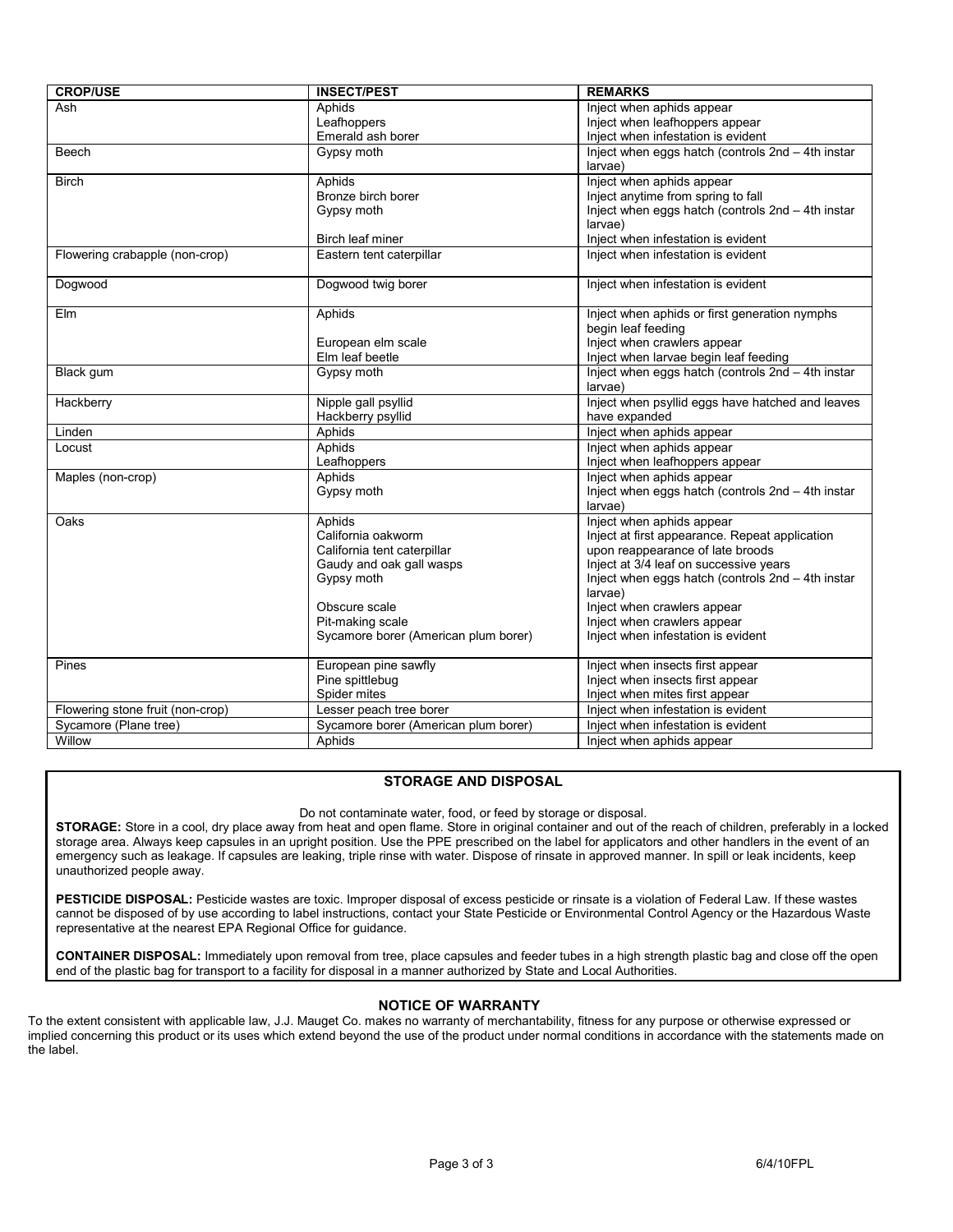| CROP/USE | INSECT/PEST | REMARKS |
|---|---|---|
| Ash | Aphids<br>Leafhoppers<br>Emerald ash borer | Inject when aphids appear<br>Inject when leafhoppers appear<br>Inject when infestation is evident |
| Beech | Gypsy moth | Inject when eggs hatch (controls 2nd – 4th instar larvae) |
| Birch | Aphids<br>Bronze birch borer<br>Gypsy moth<br>Birch leaf miner | Inject when aphids appear<br>Inject anytime from spring to fall<br>Inject when eggs hatch (controls 2nd – 4th instar larvae)<br>Inject when infestation is evident |
| Flowering crabapple (non-crop) | Eastern tent caterpillar | Inject when infestation is evident |
| Dogwood | Dogwood twig borer | Inject when infestation is evident |
| Elm | Aphids<br>European elm scale<br>Elm leaf beetle | Inject when aphids or first generation nymphs begin leaf feeding<br>Inject when crawlers appear<br>Inject when larvae begin leaf feeding |
| Black gum | Gypsy moth | Inject when eggs hatch (controls 2nd – 4th instar larvae) |
| Hackberry | Nipple gall psyllid<br>Hackberry psyllid | Inject when psyllid eggs have hatched and leaves have expanded |
| Linden | Aphids | Inject when aphids appear |
| Locust | Aphids<br>Leafhoppers | Inject when aphids appear<br>Inject when leafhoppers appear |
| Maples (non-crop) | Aphids<br>Gypsy moth | Inject when aphids appear<br>Inject when eggs hatch (controls 2nd – 4th instar larvae) |
| Oaks | Aphids<br>California oakworm<br>California tent caterpillar<br>Gaudy and oak gall wasps<br>Gypsy moth<br>Obscure scale<br>Pit-making scale<br>Sycamore borer (American plum borer) | Inject when aphids appear<br>Inject at first appearance. Repeat application upon reappearance of late broods<br>Inject at 3/4 leaf on successive years<br>Inject when eggs hatch (controls 2nd – 4th instar larvae)<br>Inject when crawlers appear<br>Inject when crawlers appear<br>Inject when infestation is evident |
| Pines | European pine sawfly<br>Pine spittlebug<br>Spider mites | Inject when insects first appear<br>Inject when insects first appear<br>Inject when mites first appear |
| Flowering stone fruit (non-crop) | Lesser peach tree borer | Inject when infestation is evident |
| Sycamore (Plane tree) | Sycamore borer (American plum borer) | Inject when infestation is evident |
| Willow | Aphids | Inject when aphids appear |

## STORAGE AND DISPOSAL

Do not contaminate water, food, or feed by storage or disposal.

**STORAGE:** Store in a cool, dry place away from heat and open flame. Store in original container and out of the reach of children, preferably in a locked storage area. Always keep capsules in an upright position. Use the PPE prescribed on the label for applicators and other handlers in the event of an emergency such as leakage. If capsules are leaking, triple rinse with water. Dispose of rinsate in approved manner. In spill or leak incidents, keep unauthorized people away.

**PESTICIDE DISPOSAL:** Pesticide wastes are toxic. Improper disposal of excess pesticide or rinsate is a violation of Federal Law. If these wastes cannot be disposed of by use according to label instructions, contact your State Pesticide or Environmental Control Agency or the Hazardous Waste representative at the nearest EPA Regional Office for guidance.

**CONTAINER DISPOSAL:** Immediately upon removal from tree, place capsules and feeder tubes in a high strength plastic bag and close off the open end of the plastic bag for transport to a facility for disposal in a manner authorized by State and Local Authorities.

## NOTICE OF WARRANTY

To the extent consistent with applicable law, J.J. Mauget Co. makes no warranty of merchantability, fitness for any purpose or otherwise expressed or implied concerning this product or its uses which extend beyond the use of the product under normal conditions in accordance with the statements made on the label.

6/4/10FPL